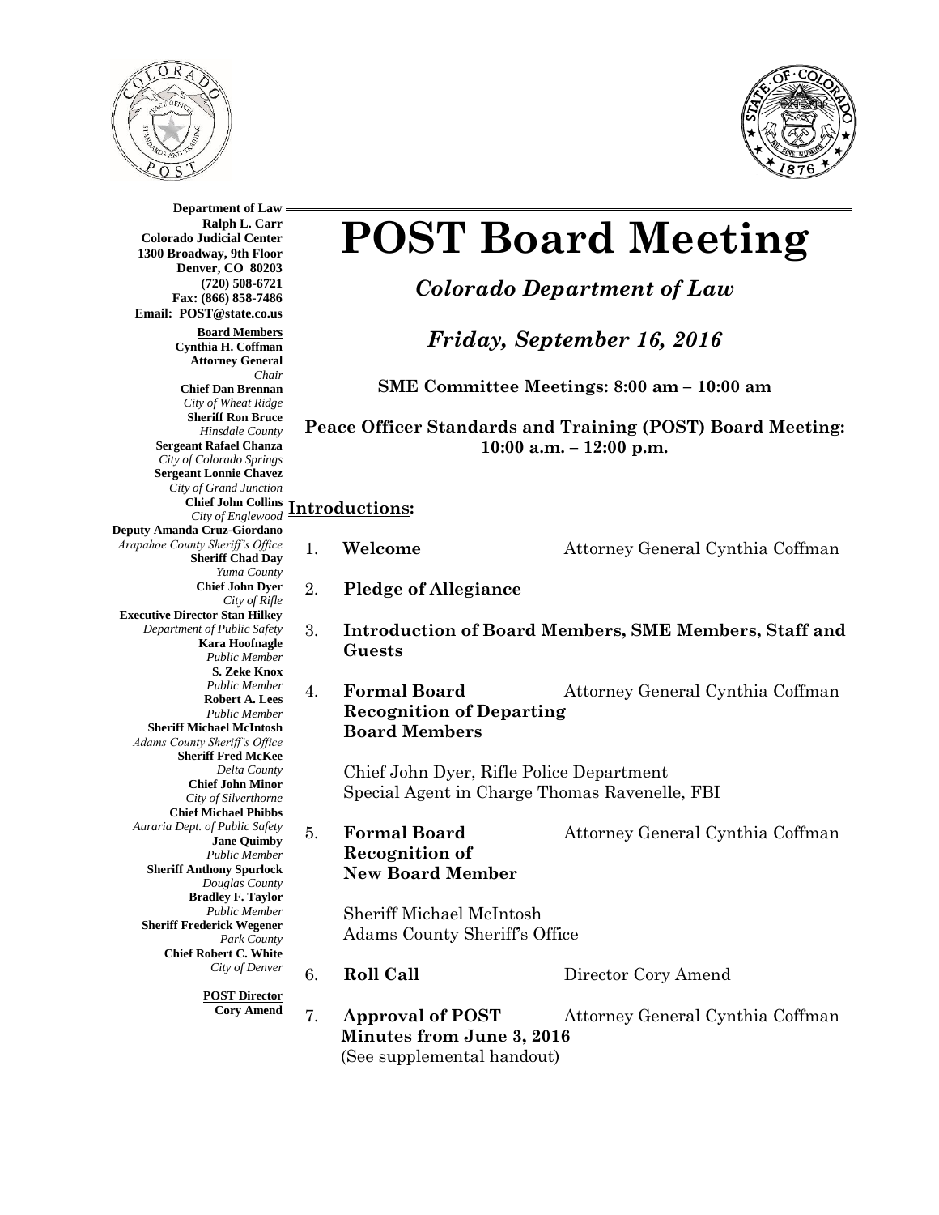**Department of Law**
**Ralph L. Carr**
**Colorado Judicial Center**
**1300 Broadway, 9th Floor**
**Denver, CO 80203**
**(720) 508-6721**
**Fax: (866) 858-7486**
**Email: POST@state.co.us**

**Board Members**

**Cynthia H. Coffman**
**Attorney General**
*Chair*
**Chief Dan Brennan**
*City of Wheat Ridge*
**Sheriff Ron Bruce**
*Hinsdale County*
**Sergeant Rafael Chanza**
*City of Colorado Springs*
**Sergeant Lonnie Chavez**
*City of Grand Junction*
**Chief John Collins**
*City of Englewood*
**Deputy Amanda Cruz-Giordano**
*Arapahoe County Sheriff's Office*
**Sheriff Chad Day**
*Yuma County*
**Chief John Dyer**
*City of Rifle*
**Executive Director Stan Hilkey**
*Department of Public Safety*
**Kara Hoofnagle**
*Public Member*
**S. Zeke Knox**
*Public Member*
**Robert A. Lees**
*Public Member*
**Sheriff Michael McIntosh**
*Adams County Sheriff's Office*
**Sheriff Fred McKee**
*Delta County*
**Chief John Minor**
*City of Silverthorne*
**Chief Michael Phibbs**
*Auraria Dept. of Public Safety*
**Jane Quimby**
*Public Member*
**Sheriff Anthony Spurlock**
*Douglas County*
**Bradley F. Taylor**
*Public Member*
**Sheriff Frederick Wegener**
*Park County*
**Chief Robert C. White**
*City of Denver*

**POST Director**
**Cory Amend**

# POST Board Meeting

## *Colorado Department of Law*

## *Friday, September 16, 2016*

**SME Committee Meetings: 8:00 am – 10:00 am**

**Peace Officer Standards and Training (POST) Board Meeting: 10:00 a.m. – 12:00 p.m.**

**Introductions:**

1. **Welcome** — Attorney General Cynthia Coffman
2. **Pledge of Allegiance**
3. **Introduction of Board Members, SME Members, Staff and Guests**
4. **Formal Board Recognition of Departing Board Members** — Attorney General Cynthia Coffman

   Chief John Dyer, Rifle Police Department
   Special Agent in Charge Thomas Ravenelle, FBI

5. **Formal Board Recognition of New Board Member** — Attorney General Cynthia Coffman

   Sheriff Michael McIntosh
   Adams County Sheriff's Office

6. **Roll Call** — Director Cory Amend
7. **Approval of POST Minutes from June 3, 2016** — Attorney General Cynthia Coffman
   (See supplemental handout)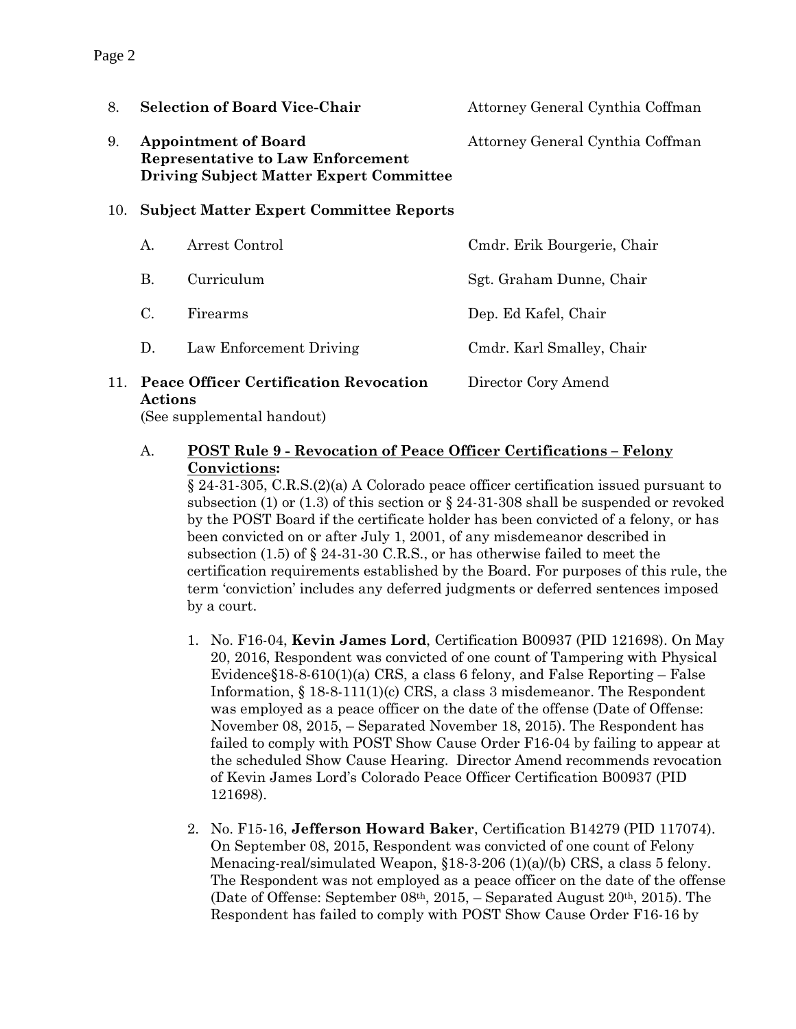8. **Selection of Board Vice-Chair** — Attorney General Cynthia Coffman

9. **Appointment of Board Representative to Law Enforcement Driving Subject Matter Expert Committee** — Attorney General Cynthia Coffman

10. **Subject Matter Expert Committee Reports**

| | | |
|---|---|---|
| A. | Arrest Control | Cmdr. Erik Bourgerie, Chair |
| B. | Curriculum | Sgt. Graham Dunne, Chair |
| C. | Firearms | Dep. Ed Kafel, Chair |
| D. | Law Enforcement Driving | Cmdr. Karl Smalley, Chair |

11. **Peace Officer Certification Revocation Actions** — Director Cory Amend
(See supplemental handout)

A. **POST Rule 9 - Revocation of Peace Officer Certifications – Felony Convictions:**
§ 24-31-305, C.R.S.(2)(a) A Colorado peace officer certification issued pursuant to subsection (1) or (1.3) of this section or § 24-31-308 shall be suspended or revoked by the POST Board if the certificate holder has been convicted of a felony, or has been convicted on or after July 1, 2001, of any misdemeanor described in subsection (1.5) of § 24-31-30 C.R.S., or has otherwise failed to meet the certification requirements established by the Board. For purposes of this rule, the term 'conviction' includes any deferred judgments or deferred sentences imposed by a court.

1. No. F16-04, **Kevin James Lord**, Certification B00937 (PID 121698). On May 20, 2016, Respondent was convicted of one count of Tampering with Physical Evidence§18-8-610(1)(a) CRS, a class 6 felony, and False Reporting – False Information, § 18-8-111(1)(c) CRS, a class 3 misdemeanor. The Respondent was employed as a peace officer on the date of the offense (Date of Offense: November 08, 2015, – Separated November 18, 2015). The Respondent has failed to comply with POST Show Cause Order F16-04 by failing to appear at the scheduled Show Cause Hearing. Director Amend recommends revocation of Kevin James Lord's Colorado Peace Officer Certification B00937 (PID 121698).

2. No. F15-16, **Jefferson Howard Baker**, Certification B14279 (PID 117074). On September 08, 2015, Respondent was convicted of one count of Felony Menacing-real/simulated Weapon, §18-3-206 (1)(a)/(b) CRS, a class 5 felony. The Respondent was not employed as a peace officer on the date of the offense (Date of Offense: September 08th, 2015, – Separated August 20th, 2015). The Respondent has failed to comply with POST Show Cause Order F16-16 by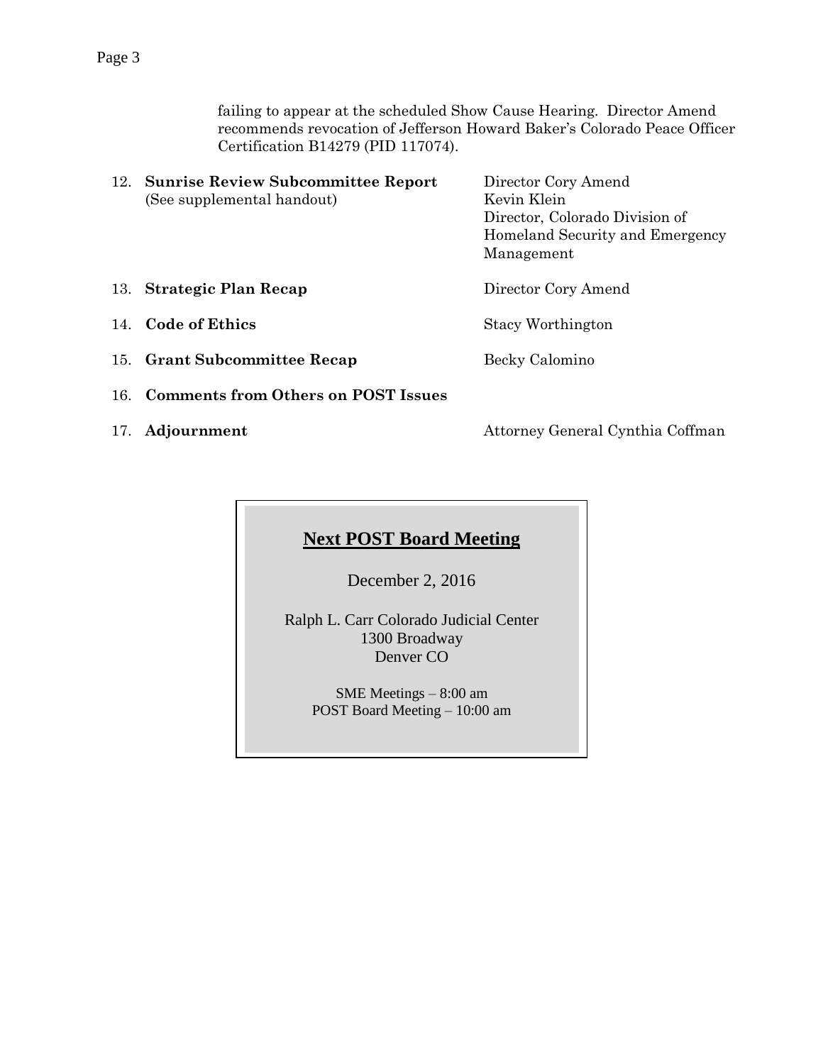failing to appear at the scheduled Show Cause Hearing. Director Amend recommends revocation of Jefferson Howard Baker's Colorado Peace Officer Certification B14279 (PID 117074).

| | | |
|---|---|---|
| 12. | **Sunrise Review Subcommittee Report** (See supplemental handout) | Director Cory Amend<br>Kevin Klein<br>Director, Colorado Division of Homeland Security and Emergency Management |
| 13. | **Strategic Plan Recap** | Director Cory Amend |
| 14. | **Code of Ethics** | Stacy Worthington |
| 15. | **Grant Subcommittee Recap** | Becky Calomino |
| 16. | **Comments from Others on POST Issues** | |
| 17. | **Adjournment** | Attorney General Cynthia Coffman |

## Next POST Board Meeting

December 2, 2016

Ralph L. Carr Colorado Judicial Center
1300 Broadway
Denver CO

SME Meetings – 8:00 am
POST Board Meeting – 10:00 am